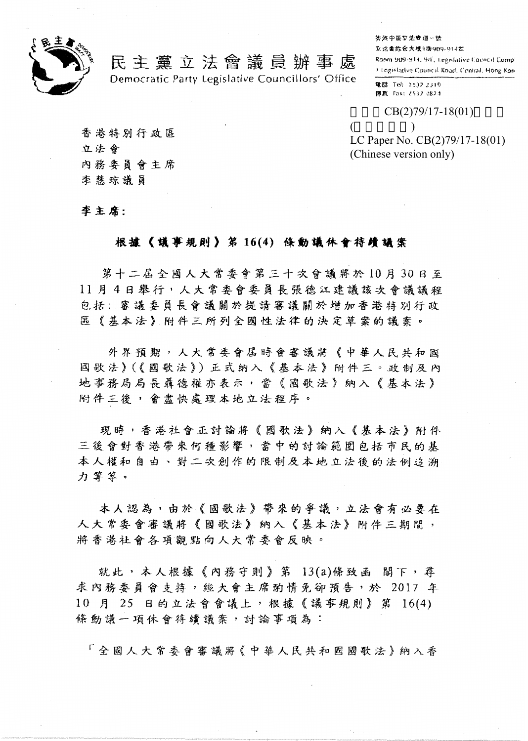民主黨立法會議員辦事處
Democratic Party Legislative Councillors' Office

香港中區立法會道一號
立法會綜合大樓9樓909-914室
Room 909-914, 9/F, Legislative Council Complex
1 Legislative Council Road, Central, Hong Kong
電話 Tel: 2537 2319
傳真 Fax: 2537 4874

立法會CB(2)79/17-18(01)號文件
(只備中文本)
LC Paper No. CB(2)79/17-18(01)
(Chinese version only)

香港特別行政區
立法會
內務委員會主席
李慧琼議員

李主席:

**根據《議事規則》第16(4)條動議休會待續議案**

第十二屆全國人大常委會第三十次會議將於10月30日至11月4日舉行，人大常委會委員長張德江建議該次會議議程包括：審議委員長會議關於提請審議關於增加香港特別行政區《基本法》附件三所列全國性法律的決定草案的議案。

外界預期，人大常委會屆時會審議將《中華人民共和國國歌法》(《國歌法》)正式納入《基本法》附件三。政制及內地事務局局長聶德權亦表示，當《國歌法》納入《基本法》附件三後，會盡快處理本地立法程序。

現時，香港社會正討論將《國歌法》納入《基本法》附件三後會對香港帶來何種影響，當中的討論範圍包括市民的基本人權和自由、對二次創作的限制及本地立法後的法例追溯力等等。

本人認為，由於《國歌法》帶來的爭議，立法會有必要在人大常委會審議將《國歌法》納入《基本法》附件三期間，將香港社會各項觀點向人大常委會反映。

就此，本人根據《內務守則》第13(a)條致函 閣下，尋求內務委員會支持，經大會主席酌情免卻預告，於2017年10月25日的立法會會議上，根據《議事規則》第16(4)條動議一項休會待續議案，討論事項為：

「全國人大常委會審議將《中華人民共和國國歌法》納入香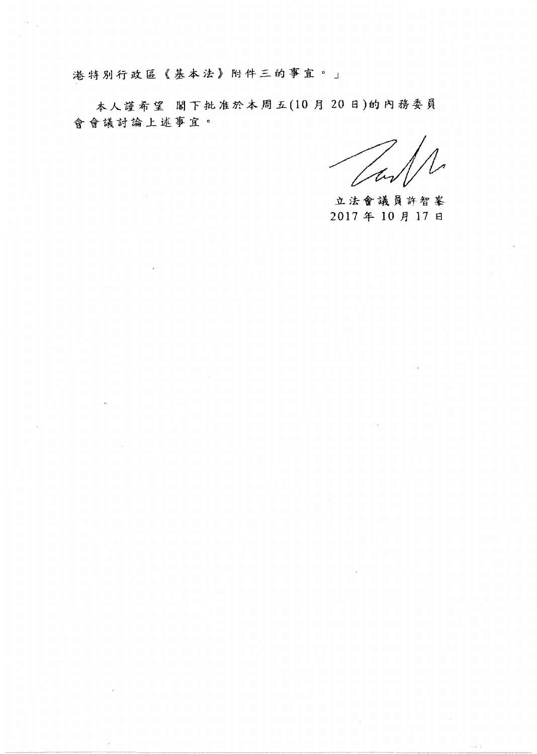港特別行政區《基本法》附件三的事宜。」

本人謹希望 閣下批准於本周五(10 月 20 日)的內務委員會會議討論上述事宜。

立法會議員許智峯
2017 年 10 月 17 日